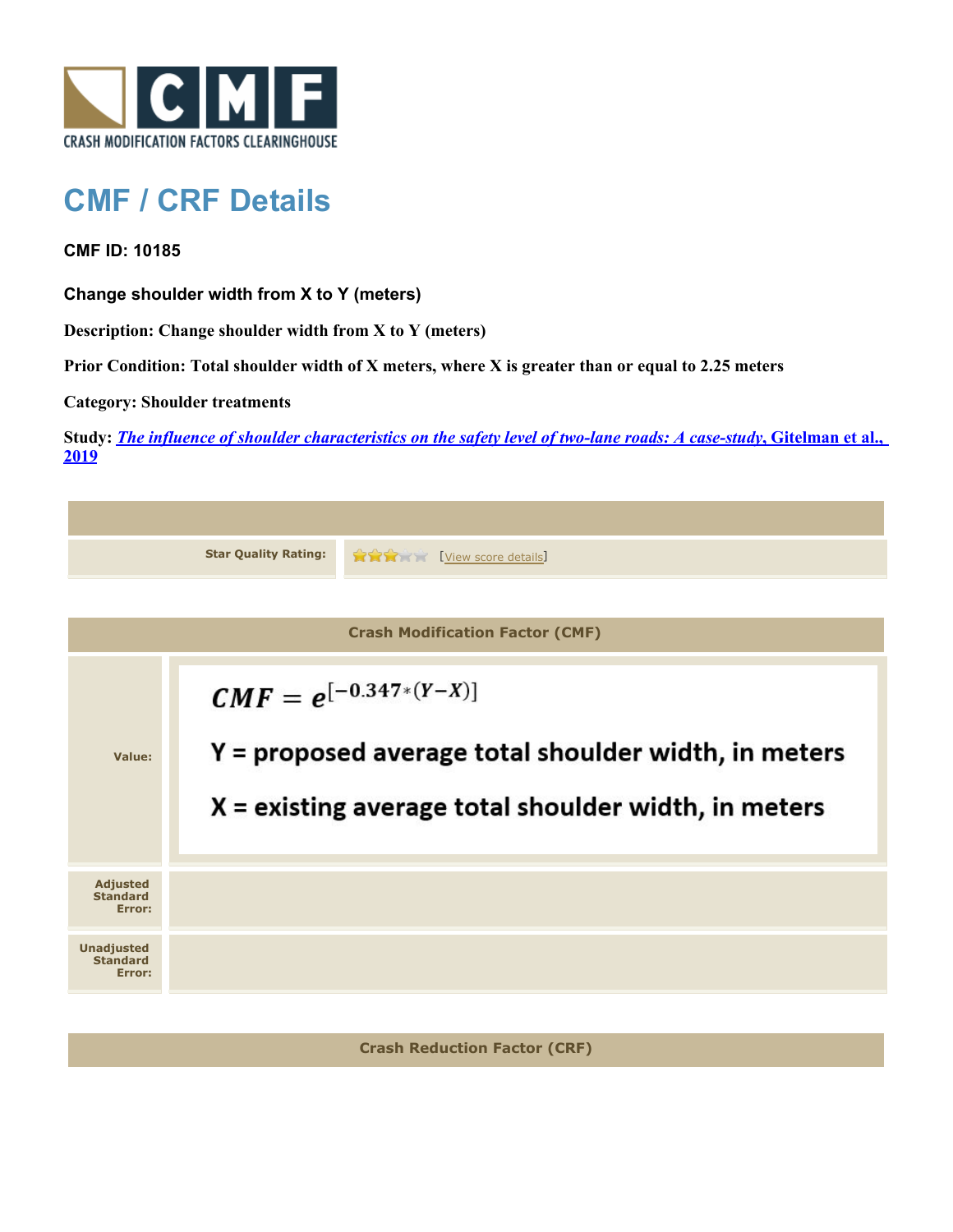CRASH MODIFICATION FACTORS CLEARINGHOUSE

# CMF / CRF Details

**CMF ID: 10185**

**Change shoulder width from X to Y (meters)**

**Description: Change shoulder width from X to Y (meters)**

**Prior Condition: Total shoulder width of X meters, where X is greater than or equal to 2.25 meters**

**Category: Shoulder treatments**

**Study:** ***The influence of shoulder characteristics on the safety level of two-lane roads: A case-study*****, Gitelman et al., 2019**

| | |
|---|---|
| **Star Quality Rating:** | 3 of 5 stars [View score details] |

| Crash Modification Factor (CMF) | |
|---|---|
| **Value:** | $CMF = e^{[-0.347*(Y-X)]}$<br>Y = proposed average total shoulder width, in meters<br>X = existing average total shoulder width, in meters |
| **Adjusted Standard Error:** | |
| **Unadjusted Standard Error:** | |

| Crash Reduction Factor (CRF) |
|---|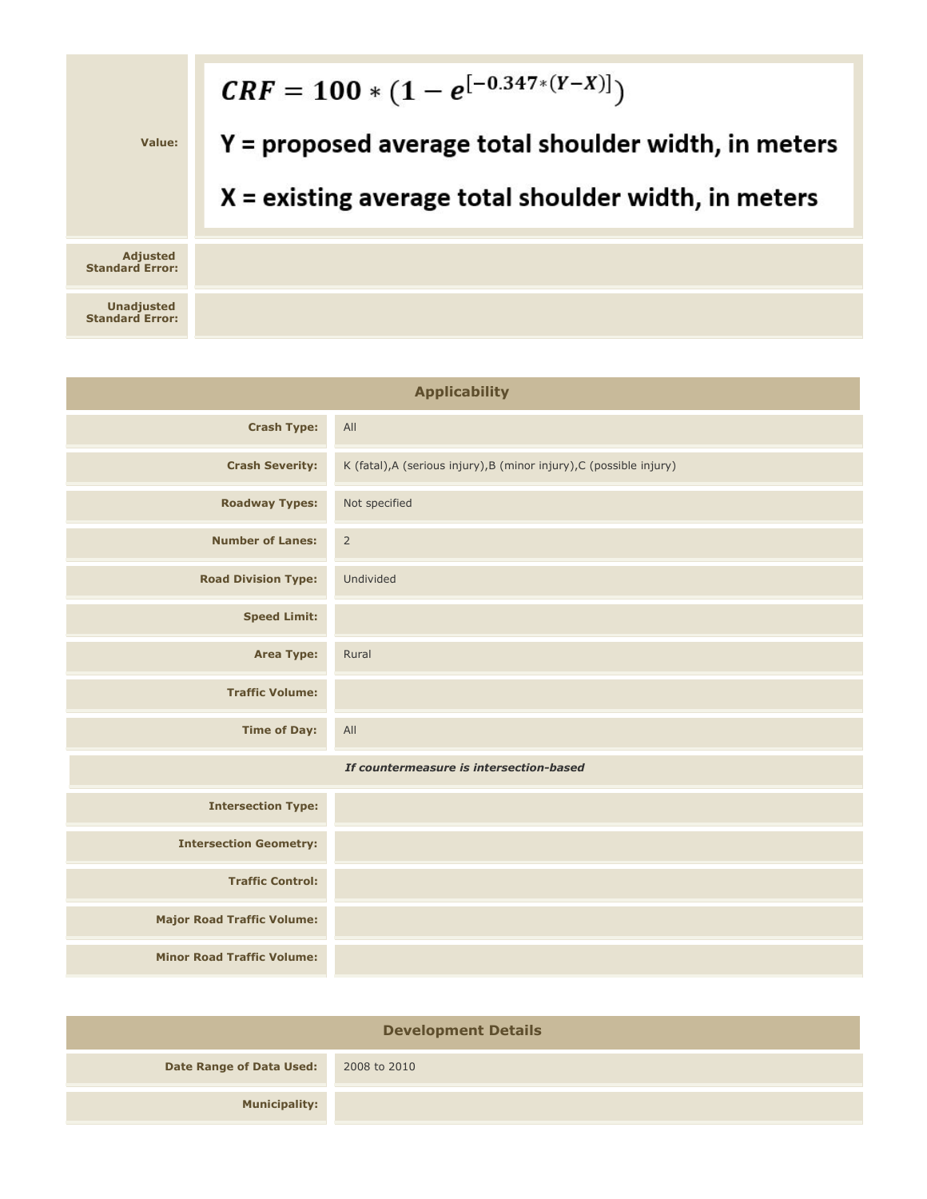| | |
|---|---|
| **Value:** | $$CRF = 100 * (1 - e^{[-0.347*(Y-X)]})$$ Y = proposed average total shoulder width, in meters<br>X = existing average total shoulder width, in meters |
| **Adjusted Standard Error:** | |
| **Unadjusted Standard Error:** | |

| Applicability | |
|---|---|
| **Crash Type:** | All |
| **Crash Severity:** | K (fatal),A (serious injury),B (minor injury),C (possible injury) |
| **Roadway Types:** | Not specified |
| **Number of Lanes:** | 2 |
| **Road Division Type:** | Undivided |
| **Speed Limit:** | |
| **Area Type:** | Rural |
| **Traffic Volume:** | |
| **Time of Day:** | All |
| ***If countermeasure is intersection-based*** | |
| **Intersection Type:** | |
| **Intersection Geometry:** | |
| **Traffic Control:** | |
| **Major Road Traffic Volume:** | |
| **Minor Road Traffic Volume:** | |

| Development Details | |
|---|---|
| **Date Range of Data Used:** | 2008 to 2010 |
| **Municipality:** | |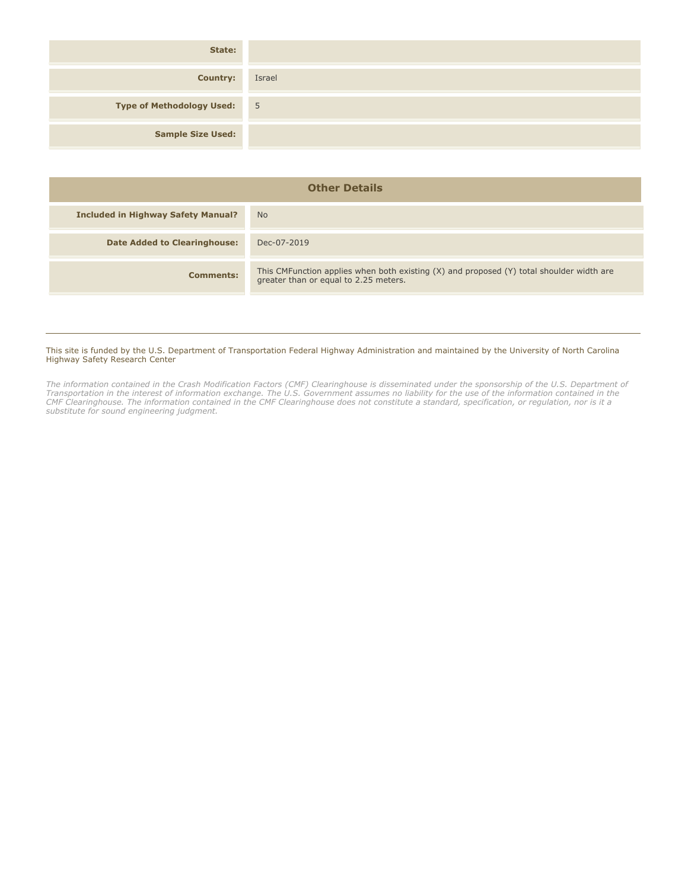| | |
|---|---|
| **State:** | |
| **Country:** | Israel |
| **Type of Methodology Used:** | 5 |
| **Sample Size Used:** | |

## Other Details

| | |
|---|---|
| **Included in Highway Safety Manual?** | No |
| **Date Added to Clearinghouse:** | Dec-07-2019 |
| **Comments:** | This CMFunction applies when both existing (X) and proposed (Y) total shoulder width are greater than or equal to 2.25 meters. |

---

This site is funded by the U.S. Department of Transportation Federal Highway Administration and maintained by the University of North Carolina Highway Safety Research Center

*The information contained in the Crash Modification Factors (CMF) Clearinghouse is disseminated under the sponsorship of the U.S. Department of Transportation in the interest of information exchange. The U.S. Government assumes no liability for the use of the information contained in the CMF Clearinghouse. The information contained in the CMF Clearinghouse does not constitute a standard, specification, or regulation, nor is it a substitute for sound engineering judgment.*